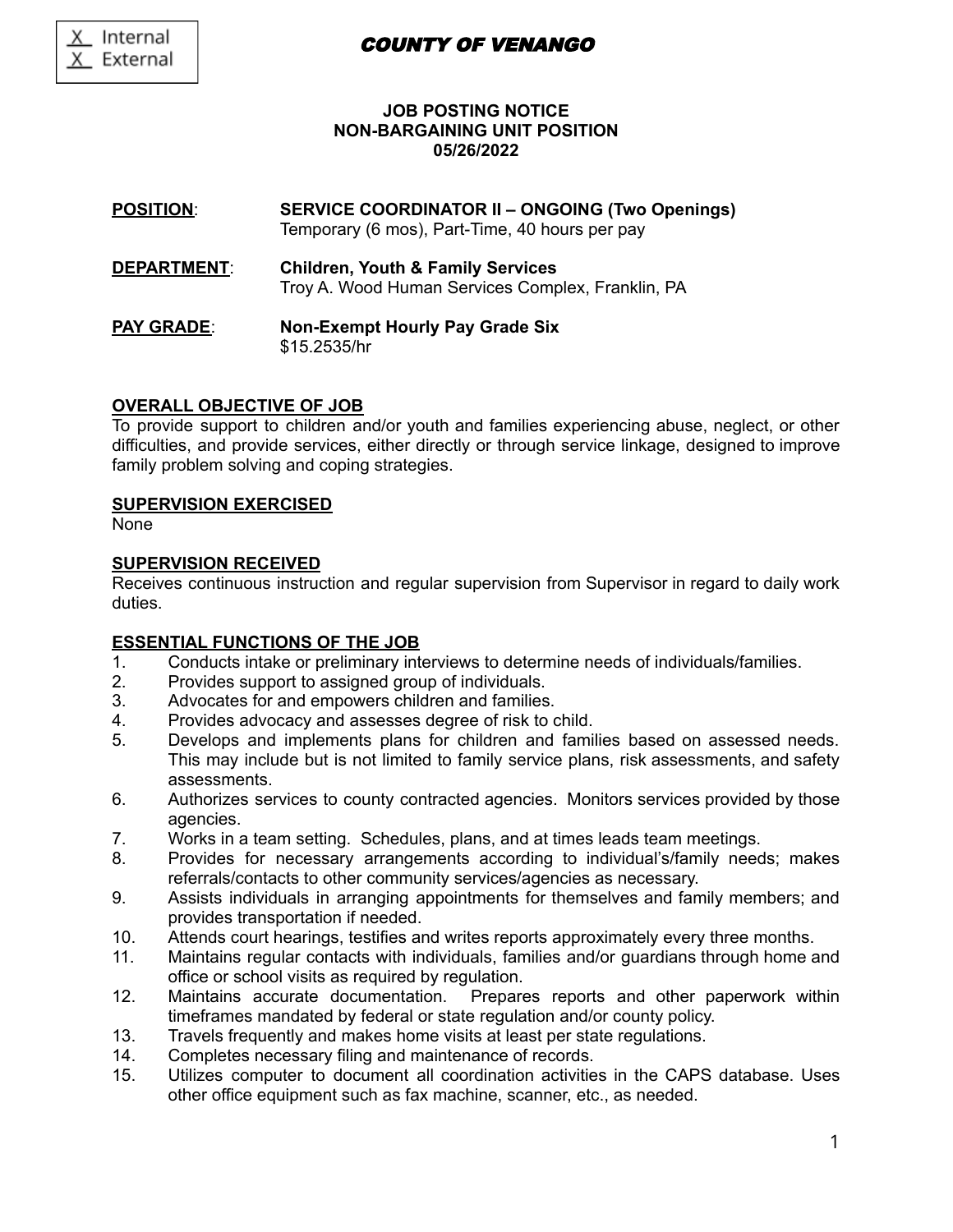X Internal
X External

# COUNTY OF VENANGO

**JOB POSTING NOTICE**
**NON-BARGAINING UNIT POSITION**
**05/26/2022**

**POSITION**: **SERVICE COORDINATOR II – ONGOING (Two Openings)**
Temporary (6 mos), Part-Time, 40 hours per pay

**DEPARTMENT**: **Children, Youth & Family Services**
Troy A. Wood Human Services Complex, Franklin, PA

**PAY GRADE**: **Non-Exempt Hourly Pay Grade Six**
$15.2535/hr

## OVERALL OBJECTIVE OF JOB

To provide support to children and/or youth and families experiencing abuse, neglect, or other difficulties, and provide services, either directly or through service linkage, designed to improve family problem solving and coping strategies.

## SUPERVISION EXERCISED

None

## SUPERVISION RECEIVED

Receives continuous instruction and regular supervision from Supervisor in regard to daily work duties.

## ESSENTIAL FUNCTIONS OF THE JOB

1. Conducts intake or preliminary interviews to determine needs of individuals/families.
2. Provides support to assigned group of individuals.
3. Advocates for and empowers children and families.
4. Provides advocacy and assesses degree of risk to child.
5. Develops and implements plans for children and families based on assessed needs. This may include but is not limited to family service plans, risk assessments, and safety assessments.
6. Authorizes services to county contracted agencies. Monitors services provided by those agencies.
7. Works in a team setting. Schedules, plans, and at times leads team meetings.
8. Provides for necessary arrangements according to individual's/family needs; makes referrals/contacts to other community services/agencies as necessary.
9. Assists individuals in arranging appointments for themselves and family members; and provides transportation if needed.
10. Attends court hearings, testifies and writes reports approximately every three months.
11. Maintains regular contacts with individuals, families and/or guardians through home and office or school visits as required by regulation.
12. Maintains accurate documentation. Prepares reports and other paperwork within timeframes mandated by federal or state regulation and/or county policy.
13. Travels frequently and makes home visits at least per state regulations.
14. Completes necessary filing and maintenance of records.
15. Utilizes computer to document all coordination activities in the CAPS database. Uses other office equipment such as fax machine, scanner, etc., as needed.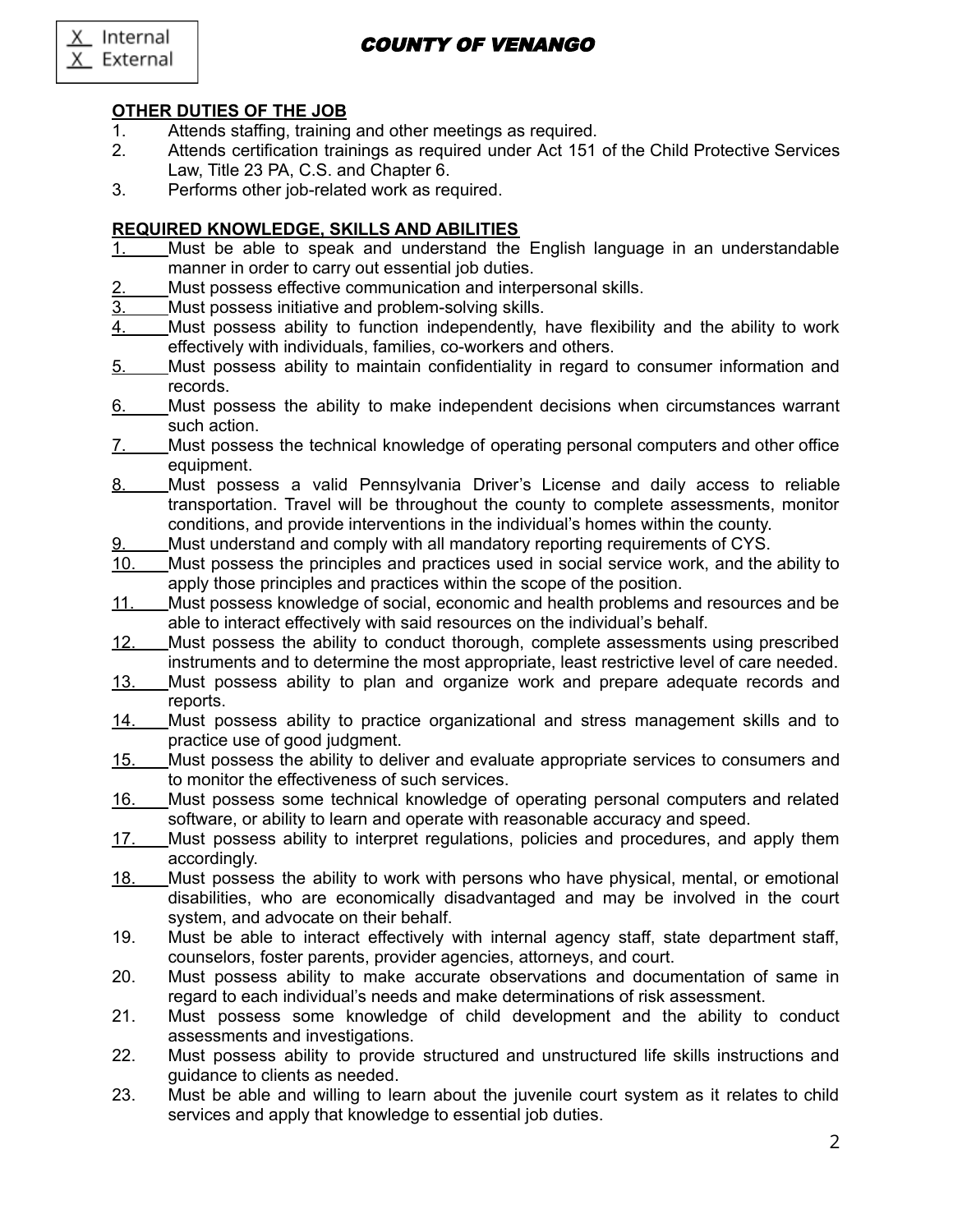## OTHER DUTIES OF THE JOB

1. Attends staffing, training and other meetings as required.
2. Attends certification trainings as required under Act 151 of the Child Protective Services Law, Title 23 PA, C.S. and Chapter 6.
3. Performs other job-related work as required.

## REQUIRED KNOWLEDGE, SKILLS AND ABILITIES

1. Must be able to speak and understand the English language in an understandable manner in order to carry out essential job duties.
2. Must possess effective communication and interpersonal skills.
3. Must possess initiative and problem-solving skills.
4. Must possess ability to function independently, have flexibility and the ability to work effectively with individuals, families, co-workers and others.
5. Must possess ability to maintain confidentiality in regard to consumer information and records.
6. Must possess the ability to make independent decisions when circumstances warrant such action.
7. Must possess the technical knowledge of operating personal computers and other office equipment.
8. Must possess a valid Pennsylvania Driver's License and daily access to reliable transportation. Travel will be throughout the county to complete assessments, monitor conditions, and provide interventions in the individual's homes within the county.
9. Must understand and comply with all mandatory reporting requirements of CYS.
10. Must possess the principles and practices used in social service work, and the ability to apply those principles and practices within the scope of the position.
11. Must possess knowledge of social, economic and health problems and resources and be able to interact effectively with said resources on the individual's behalf.
12. Must possess the ability to conduct thorough, complete assessments using prescribed instruments and to determine the most appropriate, least restrictive level of care needed.
13. Must possess ability to plan and organize work and prepare adequate records and reports.
14. Must possess ability to practice organizational and stress management skills and to practice use of good judgment.
15. Must possess the ability to deliver and evaluate appropriate services to consumers and to monitor the effectiveness of such services.
16. Must possess some technical knowledge of operating personal computers and related software, or ability to learn and operate with reasonable accuracy and speed.
17. Must possess ability to interpret regulations, policies and procedures, and apply them accordingly.
18. Must possess the ability to work with persons who have physical, mental, or emotional disabilities, who are economically disadvantaged and may be involved in the court system, and advocate on their behalf.
19. Must be able to interact effectively with internal agency staff, state department staff, counselors, foster parents, provider agencies, attorneys, and court.
20. Must possess ability to make accurate observations and documentation of same in regard to each individual's needs and make determinations of risk assessment.
21. Must possess some knowledge of child development and the ability to conduct assessments and investigations.
22. Must possess ability to provide structured and unstructured life skills instructions and guidance to clients as needed.
23. Must be able and willing to learn about the juvenile court system as it relates to child services and apply that knowledge to essential job duties.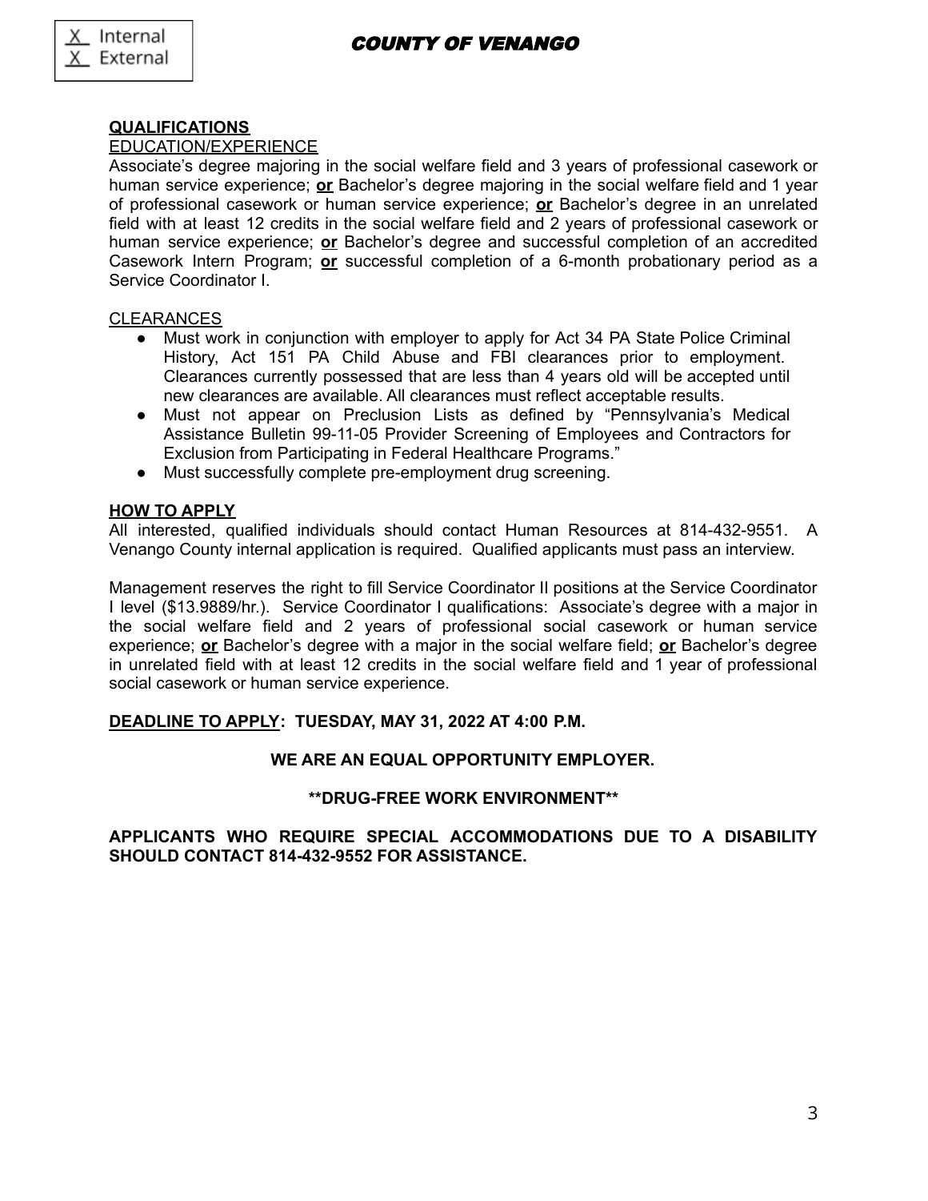X Internal
X External

**COUNTY OF VENANGO**

**QUALIFICATIONS**

EDUCATION/EXPERIENCE

Associate's degree majoring in the social welfare field and 3 years of professional casework or human service experience; **or** Bachelor's degree majoring in the social welfare field and 1 year of professional casework or human service experience; **or** Bachelor's degree in an unrelated field with at least 12 credits in the social welfare field and 2 years of professional casework or human service experience; **or** Bachelor's degree and successful completion of an accredited Casework Intern Program; **or** successful completion of a 6-month probationary period as a Service Coordinator I.

CLEARANCES

- Must work in conjunction with employer to apply for Act 34 PA State Police Criminal History, Act 151 PA Child Abuse and FBI clearances prior to employment. Clearances currently possessed that are less than 4 years old will be accepted until new clearances are available. All clearances must reflect acceptable results.
- Must not appear on Preclusion Lists as defined by "Pennsylvania's Medical Assistance Bulletin 99-11-05 Provider Screening of Employees and Contractors for Exclusion from Participating in Federal Healthcare Programs."
- Must successfully complete pre-employment drug screening.

**HOW TO APPLY**

All interested, qualified individuals should contact Human Resources at 814-432-9551. A Venango County internal application is required. Qualified applicants must pass an interview.

Management reserves the right to fill Service Coordinator II positions at the Service Coordinator I level ($13.9889/hr.). Service Coordinator I qualifications: Associate's degree with a major in the social welfare field and 2 years of professional social casework or human service experience; **or** Bachelor's degree with a major in the social welfare field; **or** Bachelor's degree in unrelated field with at least 12 credits in the social welfare field and 1 year of professional social casework or human service experience.

**DEADLINE TO APPLY: TUESDAY, MAY 31, 2022 AT 4:00 P.M.**

**WE ARE AN EQUAL OPPORTUNITY EMPLOYER.**

**\*\*DRUG-FREE WORK ENVIRONMENT\*\***

**APPLICANTS WHO REQUIRE SPECIAL ACCOMMODATIONS DUE TO A DISABILITY SHOULD CONTACT 814-432-9552 FOR ASSISTANCE.**